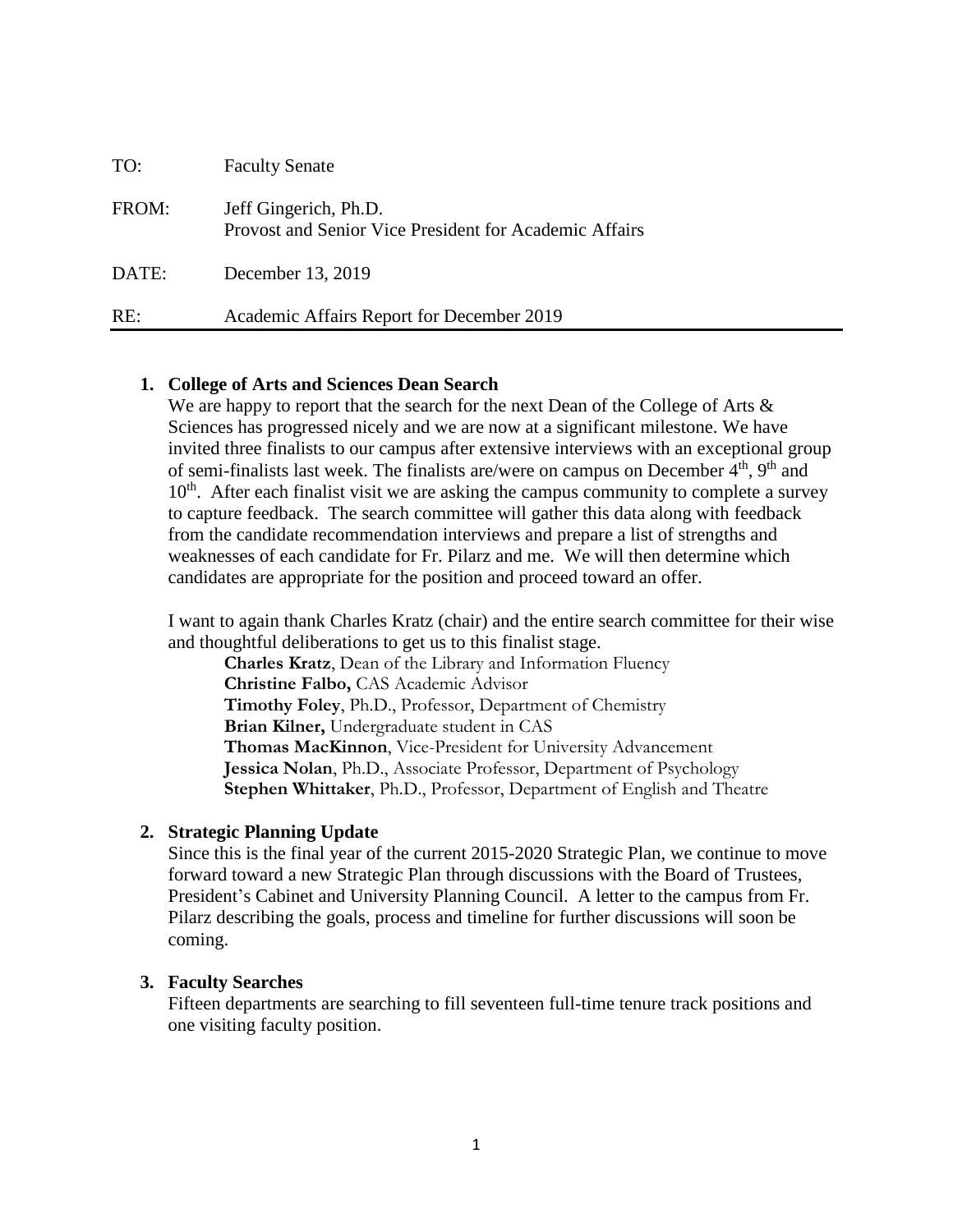TO: Faculty Senate

FROM: Jeff Gingerich, Ph.D.
Provost and Senior Vice President for Academic Affairs

DATE: December 13, 2019

RE: Academic Affairs Report for December 2019

---

1. **College of Arts and Sciences Dean Search**

   We are happy to report that the search for the next Dean of the College of Arts & Sciences has progressed nicely and we are now at a significant milestone. We have invited three finalists to our campus after extensive interviews with an exceptional group of semi-finalists last week. The finalists are/were on campus on December 4th, 9th and 10th. After each finalist visit we are asking the campus community to complete a survey to capture feedback. The search committee will gather this data along with feedback from the candidate recommendation interviews and prepare a list of strengths and weaknesses of each candidate for Fr. Pilarz and me. We will then determine which candidates are appropriate for the position and proceed toward an offer.

   I want to again thank Charles Kratz (chair) and the entire search committee for their wise and thoughtful deliberations to get us to this finalist stage.

   **Charles Kratz**, Dean of the Library and Information Fluency
   **Christine Falbo,** CAS Academic Advisor
   **Timothy Foley**, Ph.D., Professor, Department of Chemistry
   **Brian Kilner,** Undergraduate student in CAS
   **Thomas MacKinnon**, Vice-President for University Advancement
   **Jessica Nolan**, Ph.D., Associate Professor, Department of Psychology
   **Stephen Whittaker**, Ph.D., Professor, Department of English and Theatre

2. **Strategic Planning Update**

   Since this is the final year of the current 2015-2020 Strategic Plan, we continue to move forward toward a new Strategic Plan through discussions with the Board of Trustees, President's Cabinet and University Planning Council. A letter to the campus from Fr. Pilarz describing the goals, process and timeline for further discussions will soon be coming.

3. **Faculty Searches**

   Fifteen departments are searching to fill seventeen full-time tenure track positions and one visiting faculty position.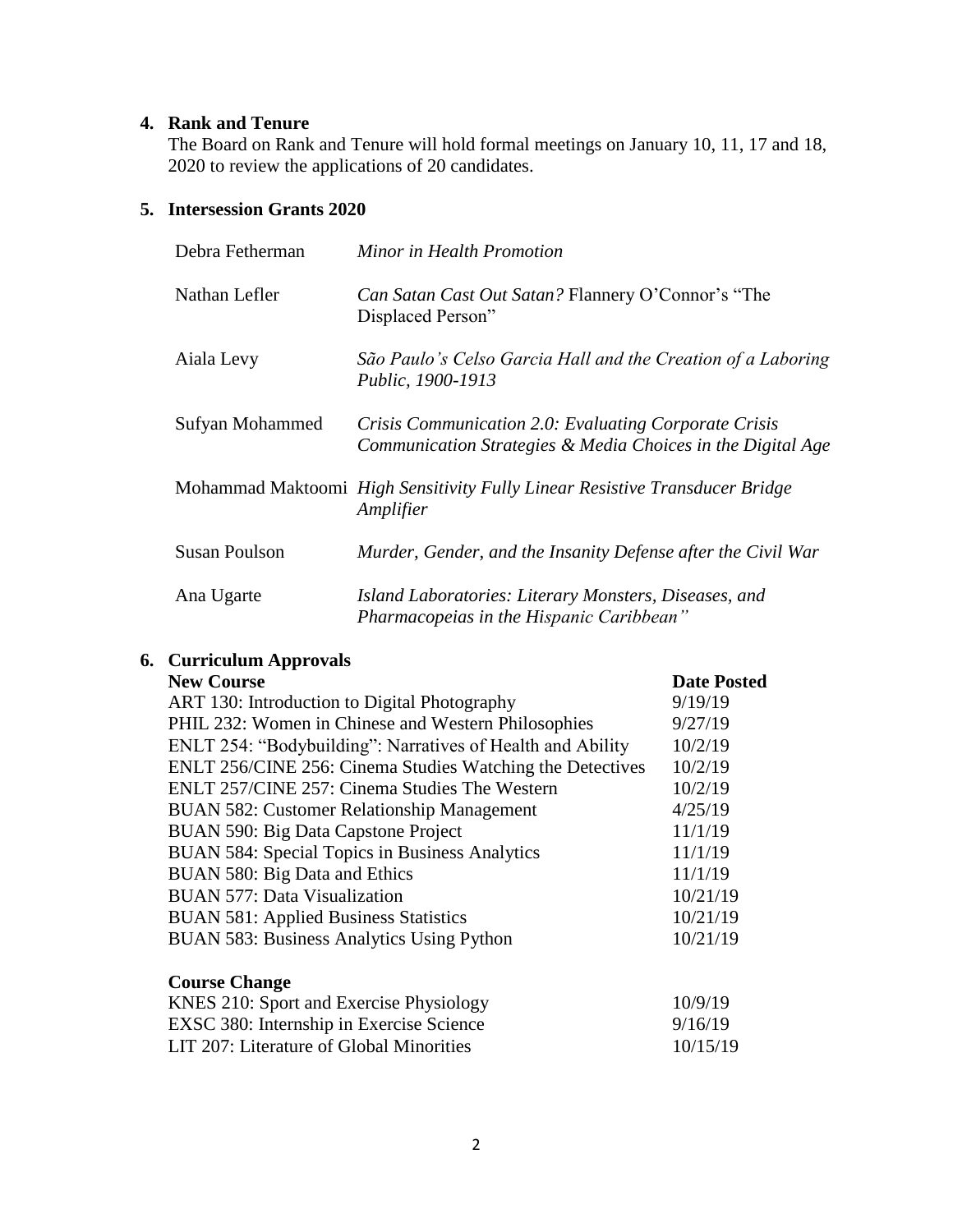## 4. Rank and Tenure

The Board on Rank and Tenure will hold formal meetings on January 10, 11, 17 and 18, 2020 to review the applications of 20 candidates.

## 5. Intersession Grants 2020

| | |
|---|---|
| Debra Fetherman | *Minor in Health Promotion* |
| Nathan Lefler | *Can Satan Cast Out Satan?* Flannery O'Connor's "The Displaced Person" |
| Aiala Levy | *São Paulo's Celso Garcia Hall and the Creation of a Laboring Public, 1900-1913* |
| Sufyan Mohammed | *Crisis Communication 2.0: Evaluating Corporate Crisis Communication Strategies & Media Choices in the Digital Age* |
| Mohammad Maktoomi | *High Sensitivity Fully Linear Resistive Transducer Bridge Amplifier* |
| Susan Poulson | *Murder, Gender, and the Insanity Defense after the Civil War* |
| Ana Ugarte | *Island Laboratories: Literary Monsters, Diseases, and Pharmacopeias in the Hispanic Caribbean"* |

## 6. Curriculum Approvals

| **New Course** | **Date Posted** |
|---|---|
| ART 130: Introduction to Digital Photography | 9/19/19 |
| PHIL 232: Women in Chinese and Western Philosophies | 9/27/19 |
| ENLT 254: "Bodybuilding": Narratives of Health and Ability | 10/2/19 |
| ENLT 256/CINE 256: Cinema Studies Watching the Detectives | 10/2/19 |
| ENLT 257/CINE 257: Cinema Studies The Western | 10/2/19 |
| BUAN 582: Customer Relationship Management | 4/25/19 |
| BUAN 590: Big Data Capstone Project | 11/1/19 |
| BUAN 584: Special Topics in Business Analytics | 11/1/19 |
| BUAN 580: Big Data and Ethics | 11/1/19 |
| BUAN 577: Data Visualization | 10/21/19 |
| BUAN 581: Applied Business Statistics | 10/21/19 |
| BUAN 583: Business Analytics Using Python | 10/21/19 |

| **Course Change** | |
|---|---|
| KNES 210: Sport and Exercise Physiology | 10/9/19 |
| EXSC 380: Internship in Exercise Science | 9/16/19 |
| LIT 207: Literature of Global Minorities | 10/15/19 |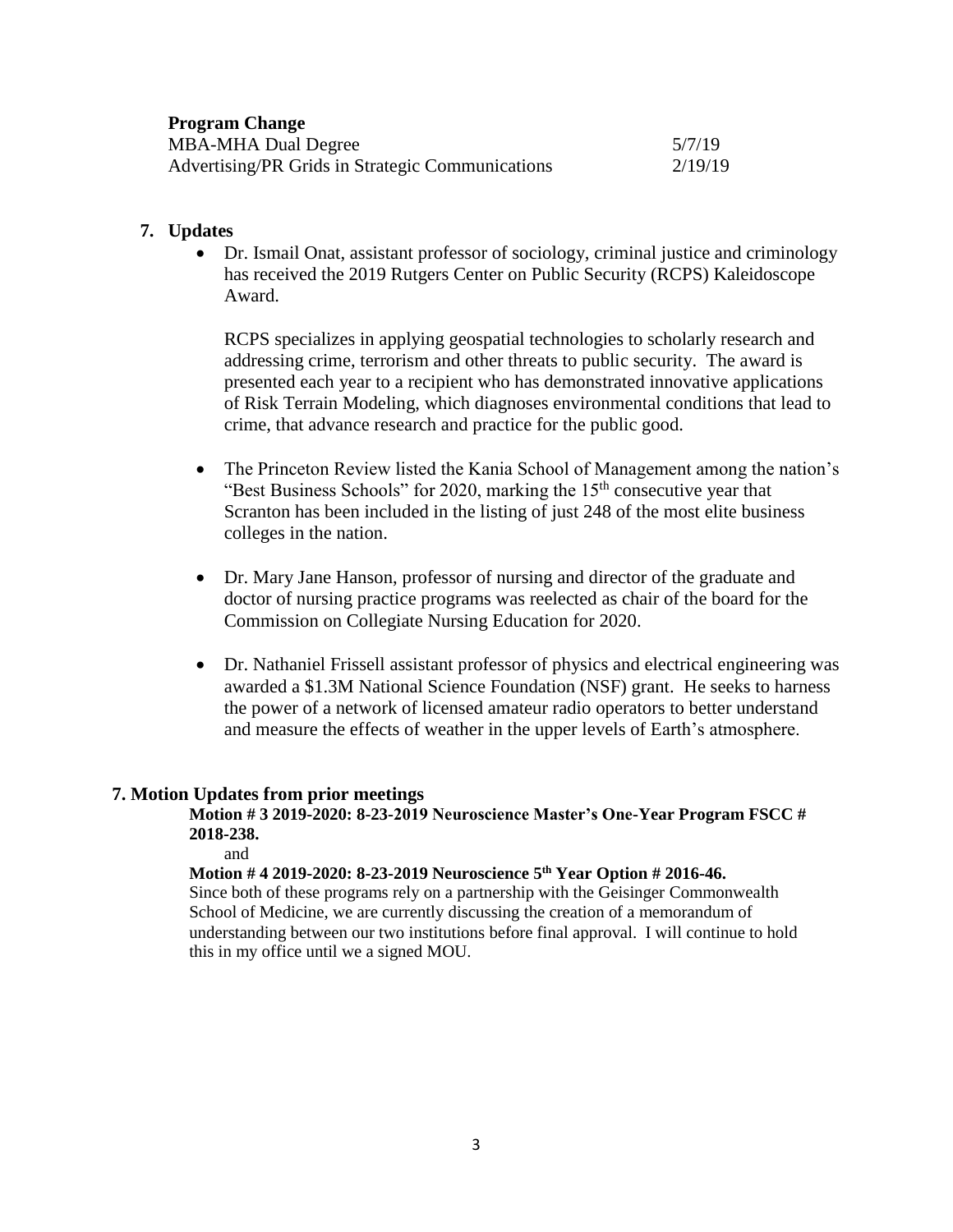**Program Change**

| | |
|---|---|
| MBA-MHA Dual Degree | 5/7/19 |
| Advertising/PR Grids in Strategic Communications | 2/19/19 |

## 7. Updates

- Dr. Ismail Onat, assistant professor of sociology, criminal justice and criminology has received the 2019 Rutgers Center on Public Security (RCPS) Kaleidoscope Award.

  RCPS specializes in applying geospatial technologies to scholarly research and addressing crime, terrorism and other threats to public security. The award is presented each year to a recipient who has demonstrated innovative applications of Risk Terrain Modeling, which diagnoses environmental conditions that lead to crime, that advance research and practice for the public good.

- The Princeton Review listed the Kania School of Management among the nation's "Best Business Schools" for 2020, marking the 15th consecutive year that Scranton has been included in the listing of just 248 of the most elite business colleges in the nation.

- Dr. Mary Jane Hanson, professor of nursing and director of the graduate and doctor of nursing practice programs was reelected as chair of the board for the Commission on Collegiate Nursing Education for 2020.

- Dr. Nathaniel Frissell assistant professor of physics and electrical engineering was awarded a $1.3M National Science Foundation (NSF) grant. He seeks to harness the power of a network of licensed amateur radio operators to better understand and measure the effects of weather in the upper levels of Earth's atmosphere.

## 7. Motion Updates from prior meetings

**Motion # 3 2019-2020: 8-23-2019 Neuroscience Master's One-Year Program FSCC # 2018-238.**

and

**Motion # 4 2019-2020: 8-23-2019 Neuroscience 5th Year Option # 2016-46.**

Since both of these programs rely on a partnership with the Geisinger Commonwealth School of Medicine, we are currently discussing the creation of a memorandum of understanding between our two institutions before final approval. I will continue to hold this in my office until we a signed MOU.